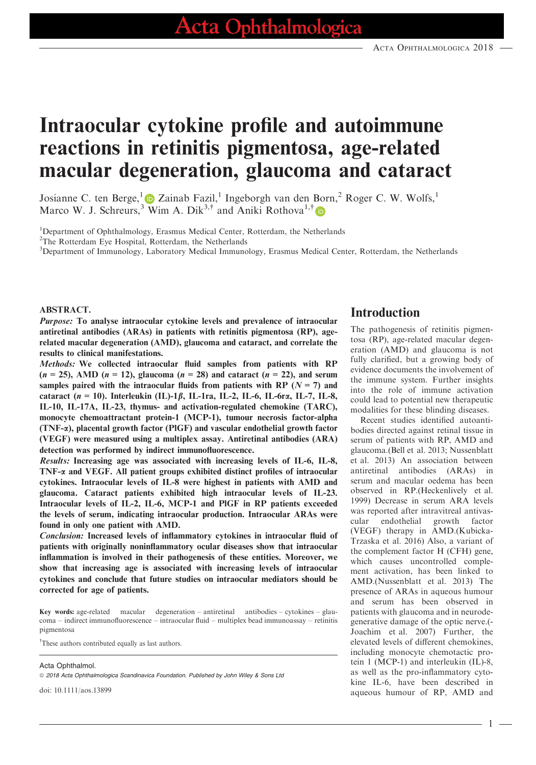# Intraocular cytokine profile and autoimmune reactions in retinitis pigmentosa, age-related macular degeneration, glaucoma and cataract

Josianne C. ten Berge,[1] Zainab Fazil,[1] Ingeborgh van den Born,[2] Roger C. W. Wolfs,[1] Marco W. J. Schreurs,[3] Wim A. Dik[3,†] and Aniki Rothova[1,†]

[1]Department of Ophthalmology, Erasmus Medical Center, Rotterdam, the Netherlands

[2]The Rotterdam Eye Hospital, Rotterdam, the Netherlands

[3]Department of Immunology, Laboratory Medical Immunology, Erasmus Medical Center, Rotterdam, the Netherlands

**ABSTRACT.**

***Purpose:*** **To analyse intraocular cytokine levels and prevalence of intraocular antiretinal antibodies (ARAs) in patients with retinitis pigmentosa (RP), age-related macular degeneration (AMD), glaucoma and cataract, and correlate the results to clinical manifestations.**

***Methods:*** **We collected intraocular fluid samples from patients with RP ($n = 25$), AMD ($n = 12$), glaucoma ($n = 28$) and cataract ($n = 22$), and serum samples paired with the intraocular fluids from patients with RP ($N = 7$) and cataract ($n = 10$). Interleukin (IL)-1β, IL-1ra, IL-2, IL-6, IL-6rα, IL-7, IL-8, IL-10, IL-17A, IL-23, thymus- and activation-regulated chemokine (TARC), monocyte chemoattractant protein-1 (MCP-1), tumour necrosis factor-alpha (TNF-α), placental growth factor (PlGF) and vascular endothelial growth factor (VEGF) were measured using a multiplex assay. Antiretinal antibodies (ARA) detection was performed by indirect immunofluorescence.**

***Results:*** **Increasing age was associated with increasing levels of IL-6, IL-8, TNF-α and VEGF. All patient groups exhibited distinct profiles of intraocular cytokines. Intraocular levels of IL-8 were highest in patients with AMD and glaucoma. Cataract patients exhibited high intraocular levels of IL-23. Intraocular levels of IL-2, IL-6, MCP-1 and PlGF in RP patients exceeded the levels of serum, indicating intraocular production. Intraocular ARAs were found in only one patient with AMD.**

***Conclusion:*** **Increased levels of inflammatory cytokines in intraocular fluid of patients with originally noninflammatory ocular diseases show that intraocular inflammation is involved in their pathogenesis of these entities. Moreover, we show that increasing age is associated with increasing levels of intraocular cytokines and conclude that future studies on intraocular mediators should be corrected for age of patients.**

**Key words:** age-related macular degeneration – antiretinal antibodies – cytokines – glaucoma – indirect immunofluorescence – intraocular fluid – multiplex bead immunoassay – retinitis pigmentosa

†These authors contributed equally as last authors.

Acta Ophthalmol.

© 2018 Acta Ophthalmologica Scandinavica Foundation. Published by John Wiley & Sons Ltd

doi: 10.1111/aos.13899

## Introduction

The pathogenesis of retinitis pigmentosa (RP), age-related macular degeneration (AMD) and glaucoma is not fully clarified, but a growing body of evidence documents the involvement of the immune system. Further insights into the role of immune activation could lead to potential new therapeutic modalities for these blinding diseases.

Recent studies identified autoantibodies directed against retinal tissue in serum of patients with RP, AMD and glaucoma.(Bell et al. 2013; Nussenblatt et al. 2013) An association between antiretinal antibodies (ARAs) in serum and macular oedema has been observed in RP.(Heckenlively et al. 1999) Decrease in serum ARA levels was reported after intravitreal antivascular endothelial growth factor (VEGF) therapy in AMD.(Kubicka-Trzaska et al. 2016) Also, a variant of the complement factor H (CFH) gene, which causes uncontrolled complement activation, has been linked to AMD.(Nussenblatt et al. 2013) The presence of ARAs in aqueous humour and serum has been observed in patients with glaucoma and in neurodegenerative damage of the optic nerve.(Joachim et al. 2007) Further, the elevated levels of different chemokines, including monocyte chemotactic protein 1 (MCP-1) and interleukin (IL)-8, as well as the pro-inflammatory cytokine IL-6, have been described in aqueous humour of RP, AMD and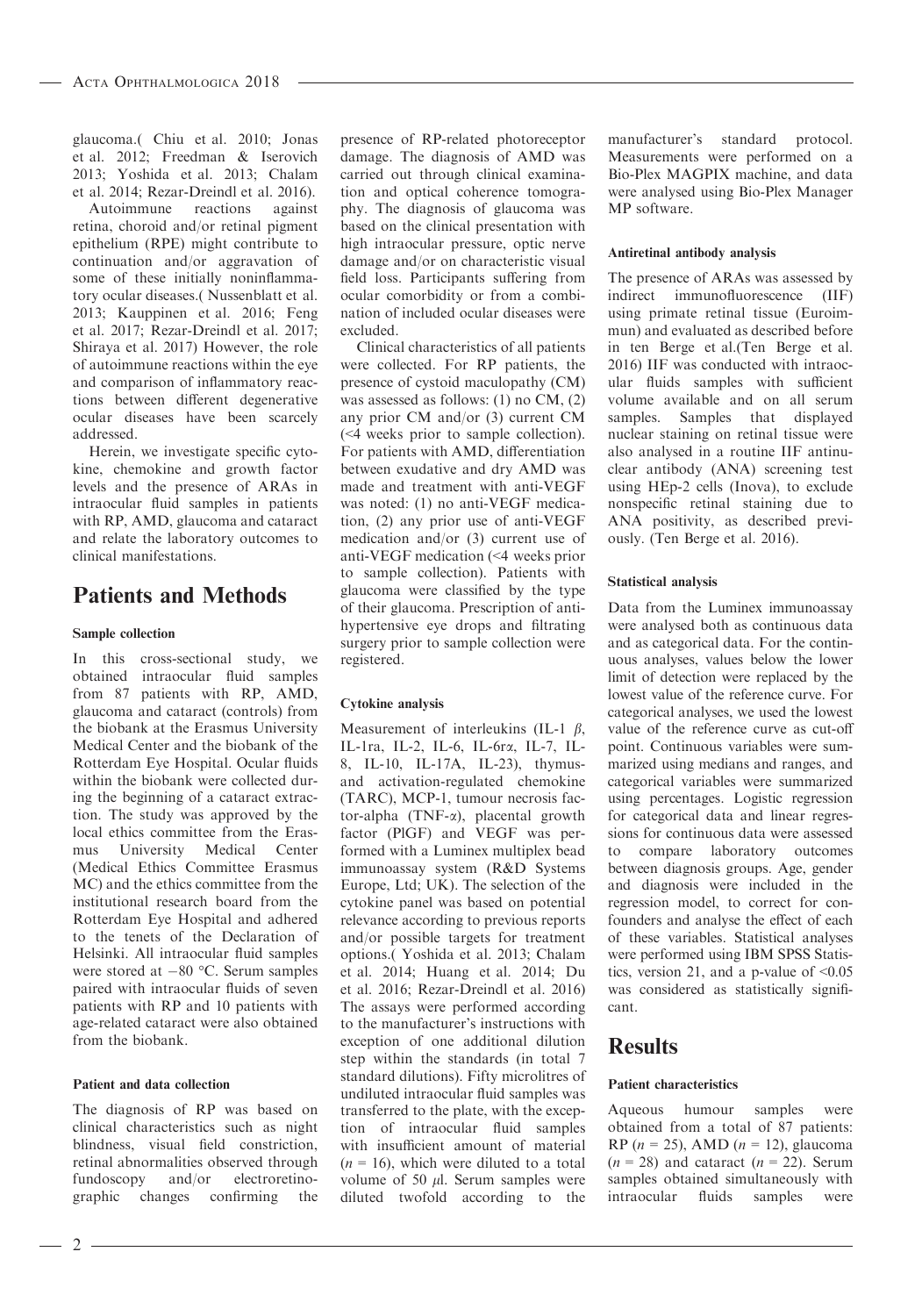glaucoma.( Chiu et al. 2010; Jonas et al. 2012; Freedman & Iserovich 2013; Yoshida et al. 2013; Chalam et al. 2014; Rezar-Dreindl et al. 2016).

Autoimmune reactions against retina, choroid and/or retinal pigment epithelium (RPE) might contribute to continuation and/or aggravation of some of these initially noninflammatory ocular diseases.( Nussenblatt et al. 2013; Kauppinen et al. 2016; Feng et al. 2017; Rezar-Dreindl et al. 2017; Shiraya et al. 2017) However, the role of autoimmune reactions within the eye and comparison of inflammatory reactions between different degenerative ocular diseases have been scarcely addressed.

Herein, we investigate specific cytokine, chemokine and growth factor levels and the presence of ARAs in intraocular fluid samples in patients with RP, AMD, glaucoma and cataract and relate the laboratory outcomes to clinical manifestations.

# Patients and Methods

### Sample collection

In this cross-sectional study, we obtained intraocular fluid samples from 87 patients with RP, AMD, glaucoma and cataract (controls) from the biobank at the Erasmus University Medical Center and the biobank of the Rotterdam Eye Hospital. Ocular fluids within the biobank were collected during the beginning of a cataract extraction. The study was approved by the local ethics committee from the Erasmus University Medical Center (Medical Ethics Committee Erasmus MC) and the ethics committee from the institutional research board from the Rotterdam Eye Hospital and adhered to the tenets of the Declaration of Helsinki. All intraocular fluid samples were stored at −80 °C. Serum samples paired with intraocular fluids of seven patients with RP and 10 patients with age-related cataract were also obtained from the biobank.

### Patient and data collection

The diagnosis of RP was based on clinical characteristics such as night blindness, visual field constriction, retinal abnormalities observed through fundoscopy and/or electroretinographic changes confirming the presence of RP-related photoreceptor damage. The diagnosis of AMD was carried out through clinical examination and optical coherence tomography. The diagnosis of glaucoma was based on the clinical presentation with high intraocular pressure, optic nerve damage and/or on characteristic visual field loss. Participants suffering from ocular comorbidity or from a combination of included ocular diseases were excluded.

Clinical characteristics of all patients were collected. For RP patients, the presence of cystoid maculopathy (CM) was assessed as follows: (1) no CM, (2) any prior CM and/or (3) current CM (<4 weeks prior to sample collection). For patients with AMD, differentiation between exudative and dry AMD was made and treatment with anti-VEGF was noted: (1) no anti-VEGF medication, (2) any prior use of anti-VEGF medication and/or (3) current use of anti-VEGF medication (<4 weeks prior to sample collection). Patients with glaucoma were classified by the type of their glaucoma. Prescription of anti-hypertensive eye drops and filtrating surgery prior to sample collection were registered.

### Cytokine analysis

Measurement of interleukins (IL-1 $\beta$, IL-1ra, IL-2, IL-6, IL-6r$\alpha$, IL-7, IL-8, IL-10, IL-17A, IL-23), thymus- and activation-regulated chemokine (TARC), MCP-1, tumour necrosis factor-alpha (TNF-$\alpha$), placental growth factor (PlGF) and VEGF was performed with a Luminex multiplex bead immunoassay system (R&D Systems Europe, Ltd; UK). The selection of the cytokine panel was based on potential relevance according to previous reports and/or possible targets for treatment options.( Yoshida et al. 2013; Chalam et al. 2014; Huang et al. 2014; Du et al. 2016; Rezar-Dreindl et al. 2016) The assays were performed according to the manufacturer's instructions with exception of one additional dilution step within the standards (in total 7 standard dilutions). Fifty microlitres of undiluted intraocular fluid samples was transferred to the plate, with the exception of intraocular fluid samples with insufficient amount of material ($n$ = 16), which were diluted to a total volume of 50 $\mu$l. Serum samples were diluted twofold according to the manufacturer's standard protocol. Measurements were performed on a Bio-Plex MAGPIX machine, and data were analysed using Bio-Plex Manager MP software.

### Antiretinal antibody analysis

The presence of ARAs was assessed by indirect immunofluorescence (IIF) using primate retinal tissue (Euroimmun) and evaluated as described before in ten Berge et al.(Ten Berge et al. 2016) IIF was conducted with intraocular fluids samples with sufficient volume available and on all serum samples. Samples that displayed nuclear staining on retinal tissue were also analysed in a routine IIF antinuclear antibody (ANA) screening test using HEp-2 cells (Inova), to exclude nonspecific retinal staining due to ANA positivity, as described previously. (Ten Berge et al. 2016).

### Statistical analysis

Data from the Luminex immunoassay were analysed both as continuous data and as categorical data. For the continuous analyses, values below the lower limit of detection were replaced by the lowest value of the reference curve. For categorical analyses, we used the lowest value of the reference curve as cut-off point. Continuous variables were summarized using medians and ranges, and categorical variables were summarized using percentages. Logistic regression for categorical data and linear regressions for continuous data were assessed to compare laboratory outcomes between diagnosis groups. Age, gender and diagnosis were included in the regression model, to correct for confounders and analyse the effect of each of these variables. Statistical analyses were performed using IBM SPSS Statistics, version 21, and a p-value of <0.05 was considered as statistically significant.

# Results

### Patient characteristics

Aqueous humour samples were obtained from a total of 87 patients: RP ($n$ = 25), AMD ($n$ = 12), glaucoma ($n$ = 28) and cataract ($n$ = 22). Serum samples obtained simultaneously with intraocular fluids samples were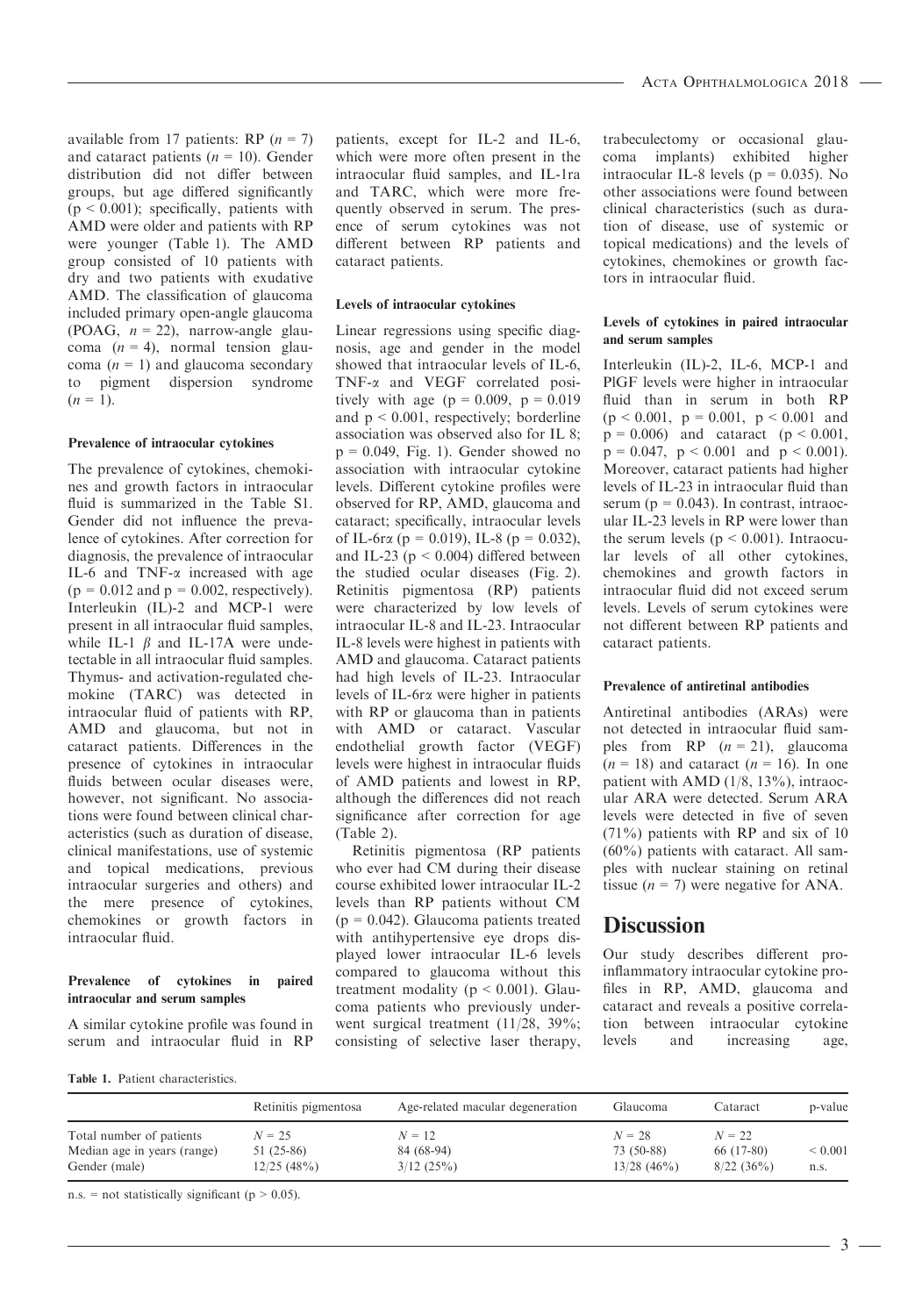available from 17 patients: RP ($n = 7$) and cataract patients ($n = 10$). Gender distribution did not differ between groups, but age differed significantly ($p < 0.001$); specifically, patients with AMD were older and patients with RP were younger (Table 1). The AMD group consisted of 10 patients with dry and two patients with exudative AMD. The classification of glaucoma included primary open-angle glaucoma (POAG, $n = 22$), narrow-angle glaucoma ($n = 4$), normal tension glaucoma ($n = 1$) and glaucoma secondary to pigment dispersion syndrome ($n = 1$).

#### Prevalence of intraocular cytokines

The prevalence of cytokines, chemokines and growth factors in intraocular fluid is summarized in the Table S1. Gender did not influence the prevalence of cytokines. After correction for diagnosis, the prevalence of intraocular IL-6 and TNF-$\alpha$ increased with age ($p = 0.012$ and $p = 0.002$, respectively). Interleukin (IL)-2 and MCP-1 were present in all intraocular fluid samples, while IL-1 $\beta$ and IL-17A were undetectable in all intraocular fluid samples. Thymus- and activation-regulated chemokine (TARC) was detected in intraocular fluid of patients with RP, AMD and glaucoma, but not in cataract patients. Differences in the presence of cytokines in intraocular fluids between ocular diseases were, however, not significant. No associations were found between clinical characteristics (such as duration of disease, clinical manifestations, use of systemic and topical medications, previous intraocular surgeries and others) and the mere presence of cytokines, chemokines or growth factors in intraocular fluid.

#### Prevalence of cytokines in paired intraocular and serum samples

A similar cytokine profile was found in serum and intraocular fluid in RP patients, except for IL-2 and IL-6, which were more often present in the intraocular fluid samples, and IL-1ra and TARC, which were more frequently observed in serum. The presence of serum cytokines was not different between RP patients and cataract patients.

#### Levels of intraocular cytokines

Linear regressions using specific diagnosis, age and gender in the model showed that intraocular levels of IL-6, TNF-$\alpha$ and VEGF correlated positively with age ($p = 0.009$, $p = 0.019$ and $p < 0.001$, respectively; borderline association was observed also for IL 8; $p = 0.049$, Fig. 1). Gender showed no association with intraocular cytokine levels. Different cytokine profiles were observed for RP, AMD, glaucoma and cataract; specifically, intraocular levels of IL-6r$\alpha$ ($p = 0.019$), IL-8 ($p = 0.032$), and IL-23 ($p < 0.004$) differed between the studied ocular diseases (Fig. 2). Retinitis pigmentosa (RP) patients were characterized by low levels of intraocular IL-8 and IL-23. Intraocular IL-8 levels were highest in patients with AMD and glaucoma. Cataract patients had high levels of IL-23. Intraocular levels of IL-6r$\alpha$ were higher in patients with RP or glaucoma than in patients with AMD or cataract. Vascular endothelial growth factor (VEGF) levels were highest in intraocular fluids of AMD patients and lowest in RP, although the differences did not reach significance after correction for age (Table 2).

Retinitis pigmentosa (RP patients who ever had CM during their disease course exhibited lower intraocular IL-2 levels than RP patients without CM ($p = 0.042$). Glaucoma patients treated with antihypertensive eye drops displayed lower intraocular IL-6 levels compared to glaucoma without this treatment modality ($p < 0.001$). Glaucoma patients who previously underwent surgical treatment (11/28, 39%; consisting of selective laser therapy, trabeculectomy or occasional glaucoma implants) exhibited higher intraocular IL-8 levels ($p = 0.035$). No other associations were found between clinical characteristics (such as duration of disease, use of systemic or topical medications) and the levels of cytokines, chemokines or growth factors in intraocular fluid.

#### Levels of cytokines in paired intraocular and serum samples

Interleukin (IL)-2, IL-6, MCP-1 and PlGF levels were higher in intraocular fluid than in serum in both RP ($p < 0.001$, $p = 0.001$, $p < 0.001$ and $p = 0.006$) and cataract ($p < 0.001$, $p = 0.047$, $p < 0.001$ and $p < 0.001$). Moreover, cataract patients had higher levels of IL-23 in intraocular fluid than serum ($p = 0.043$). In contrast, intraocular IL-23 levels in RP were lower than the serum levels ($p < 0.001$). Intraocular levels of all other cytokines, chemokines and growth factors in intraocular fluid did not exceed serum levels. Levels of serum cytokines were not different between RP patients and cataract patients.

#### Prevalence of antiretinal antibodies

Antiretinal antibodies (ARAs) were not detected in intraocular fluid samples from RP ($n = 21$), glaucoma ($n = 18$) and cataract ($n = 16$). In one patient with AMD (1/8, 13%), intraocular ARA were detected. Serum ARA levels were detected in five of seven (71%) patients with RP and six of 10 (60%) patients with cataract. All samples with nuclear staining on retinal tissue ($n = 7$) were negative for ANA.

## Discussion

Our study describes different proinflammatory intraocular cytokine profiles in RP, AMD, glaucoma and cataract and reveals a positive correlation between intraocular cytokine levels and increasing age,

**Table 1.** Patient characteristics.

| | Retinitis pigmentosa | Age-related macular degeneration | Glaucoma | Cataract | p-value |
|---|---|---|---|---|---|
| Total number of patients | *N* = 25 | *N* = 12 | *N* = 28 | *N* = 22 | |
| Median age in years (range) | 51 (25-86) | 84 (68-94) | 73 (50-88) | 66 (17-80) | < 0.001 |
| Gender (male) | 12/25 (48%) | 3/12 (25%) | 13/28 (46%) | 8/22 (36%) | n.s. |

n.s. = not statistically significant ($p > 0.05$).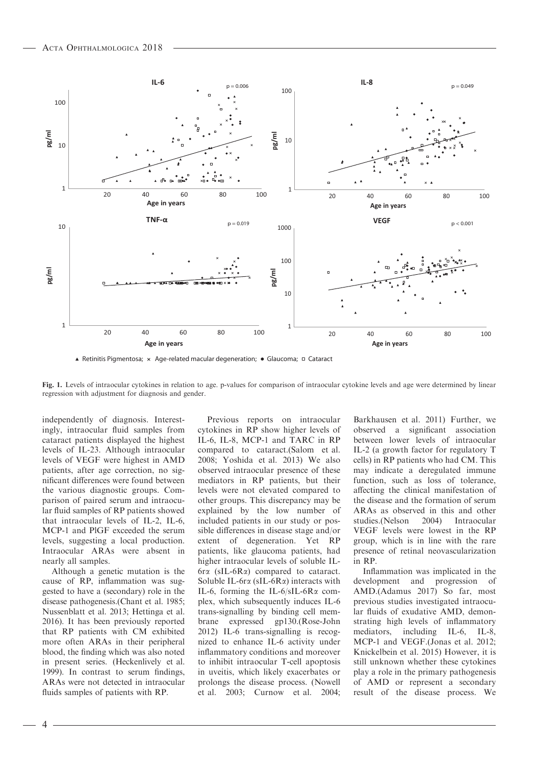**Fig. 1.** Levels of intraocular cytokines in relation to age. p-values for comparison of intraocular cytokine levels and age were determined by linear regression with adjustment for diagnosis and gender.

independently of diagnosis. Interestingly, intraocular fluid samples from cataract patients displayed the highest levels of IL-23. Although intraocular levels of VEGF were highest in AMD patients, after age correction, no significant differences were found between the various diagnostic groups. Comparison of paired serum and intraocular fluid samples of RP patients showed that intraocular levels of IL-2, IL-6, MCP-1 and PlGF exceeded the serum levels, suggesting a local production. Intraocular ARAs were absent in nearly all samples.

Although a genetic mutation is the cause of RP, inflammation was suggested to have a (secondary) role in the disease pathogenesis.(Chant et al. 1985; Nussenblatt et al. 2013; Hettinga et al. 2016). It has been previously reported that RP patients with CM exhibited more often ARAs in their peripheral blood, the finding which was also noted in present series. (Heckenlively et al. 1999). In contrast to serum findings, ARAs were not detected in intraocular fluids samples of patients with RP.

Previous reports on intraocular cytokines in RP show higher levels of IL-6, IL-8, MCP-1 and TARC in RP compared to cataract.(Salom et al. 2008; Yoshida et al. 2013) We also observed intraocular presence of these mediators in RP patients, but their levels were not elevated compared to other groups. This discrepancy may be explained by the low number of included patients in our study or possible differences in disease stage and/or extent of degeneration. Yet RP patients, like glaucoma patients, had higher intraocular levels of soluble IL-6rα (sIL-6Rα) compared to cataract. Soluble IL-6rα (sIL-6Rα) interacts with IL-6, forming the IL-6/sIL-6Rα complex, which subsequently induces IL-6 trans-signalling by binding cell membrane expressed gp130.(Rose-John 2012) IL-6 trans-signalling is recognized to enhance IL-6 activity under inflammatory conditions and moreover to inhibit intraocular T-cell apoptosis in uveitis, which likely exacerbates or prolongs the disease process. (Nowell et al. 2003; Curnow et al. 2004; Barkhausen et al. 2011) Further, we observed a significant association between lower levels of intraocular IL-2 (a growth factor for regulatory T cells) in RP patients who had CM. This may indicate a deregulated immune function, such as loss of tolerance, affecting the clinical manifestation of the disease and the formation of serum ARAs as observed in this and other studies.(Nelson 2004) Intraocular VEGF levels were lowest in the RP group, which is in line with the rare presence of retinal neovascularization in RP.

Inflammation was implicated in the development and progression of AMD.(Adamus 2017) So far, most previous studies investigated intraocular fluids of exudative AMD, demonstrating high levels of inflammatory mediators, including IL-6, IL-8, MCP-1 and VEGF.(Jonas et al. 2012; Knickelbein et al. 2015) However, it is still unknown whether these cytokines play a role in the primary pathogenesis of AMD or represent a secondary result of the disease process. We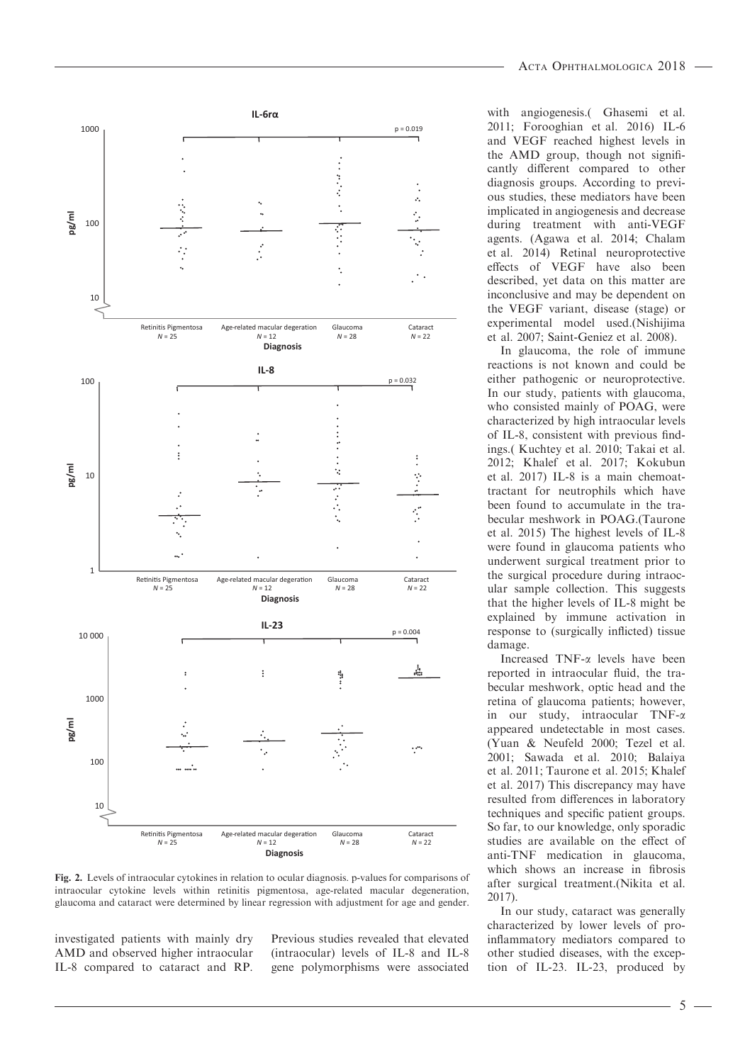Fig. 2. Levels of intraocular cytokines in relation to ocular diagnosis. p-values for comparisons of intraocular cytokine levels within retinitis pigmentosa, age-related macular degeneration, glaucoma and cataract were determined by linear regression with adjustment for age and gender.

investigated patients with mainly dry AMD and observed higher intraocular IL-8 compared to cataract and RP. Previous studies revealed that elevated (intraocular) levels of IL-8 and IL-8 gene polymorphisms were associated with angiogenesis.( Ghasemi et al. 2011; Forooghian et al. 2016) IL-6 and VEGF reached highest levels in the AMD group, though not significantly different compared to other diagnosis groups. According to previous studies, these mediators have been implicated in angiogenesis and decrease during treatment with anti-VEGF agents. (Agawa et al. 2014; Chalam et al. 2014) Retinal neuroprotective effects of VEGF have also been described, yet data on this matter are inconclusive and may be dependent on the VEGF variant, disease (stage) or experimental model used.(Nishijima et al. 2007; Saint-Geniez et al. 2008).

In glaucoma, the role of immune reactions is not known and could be either pathogenic or neuroprotective. In our study, patients with glaucoma, who consisted mainly of POAG, were characterized by high intraocular levels of IL-8, consistent with previous findings.( Kuchtey et al. 2010; Takai et al. 2012; Khalef et al. 2017; Kokubun et al. 2017) IL-8 is a main chemoattractant for neutrophils which have been found to accumulate in the trabecular meshwork in POAG.(Taurone et al. 2015) The highest levels of IL-8 were found in glaucoma patients who underwent surgical treatment prior to the surgical procedure during intraocular sample collection. This suggests that the higher levels of IL-8 might be explained by immune activation in response to (surgically inflicted) tissue damage.

Increased TNF-$\alpha$ levels have been reported in intraocular fluid, the trabecular meshwork, optic head and the retina of glaucoma patients; however, in our study, intraocular TNF-$\alpha$ appeared undetectable in most cases. (Yuan & Neufeld 2000; Tezel et al. 2001; Sawada et al. 2010; Balaiya et al. 2011; Taurone et al. 2015; Khalef et al. 2017) This discrepancy may have resulted from differences in laboratory techniques and specific patient groups. So far, to our knowledge, only sporadic studies are available on the effect of anti-TNF medication in glaucoma, which shows an increase in fibrosis after surgical treatment.(Nikita et al. 2017).

In our study, cataract was generally characterized by lower levels of pro-inflammatory mediators compared to other studied diseases, with the exception of IL-23. IL-23, produced by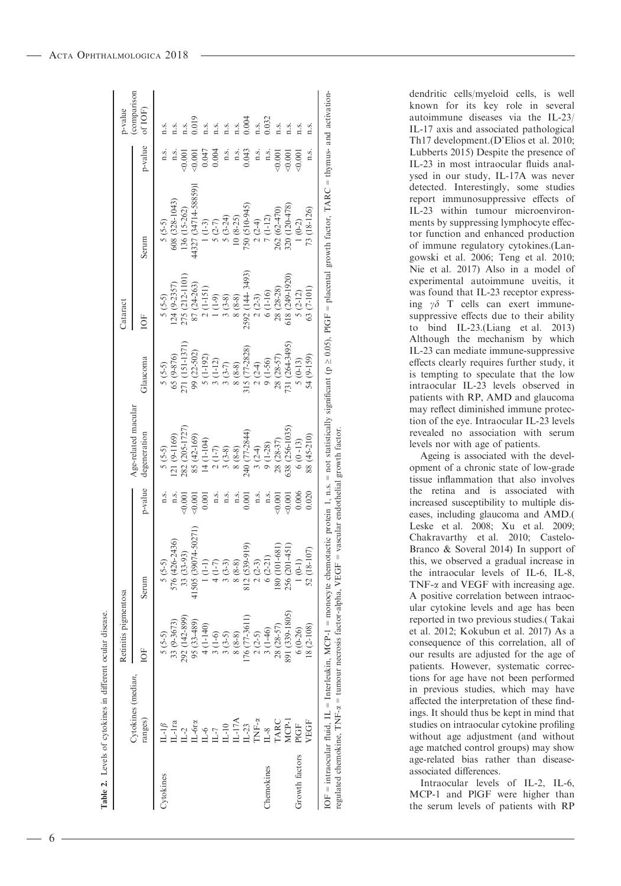**Table 2.** Levels of cytokines in different ocular disease.

| | Cytokines (median, ranges) | Retinitis pigmentosa IOF | Retinitis pigmentosa Serum | p-value | Age-related macular degeneration | Glaucoma | Cataract IOF | Cataract Serum | p-value | p-value (comparison of IOF) |
|---|---|---|---|---|---|---|---|---|---|---|
| Cytokines | IL-1β | 5 (5-5) | 5 (5-5) | n.s. | 5 (5-5) | 5 (5-5) | 5 (5-5) | 5 (5-5) | n.s. | n.s. |
| | IL-1ra | 33 (9-3673) | 576 (426-2436) | n.s. | 121 (9-1169) | 65 (9-876) | 124 (9-2357) | 608 (328-1043) | n.s. | n.s. |
| | IL-2 | 292 (142-899) | 33 (33-93) | <0.001 | 282 (205-1727) | 271 (151-1371) | 275 (212-1101) | 136 (15-262) | <0.001 | n.s. |
| | IL-6rα | 95 (33-489) | 41505 (39074-50271) | <0.001 | 85 (42-169) | 99 (22-502) | 87 (24-263) | 44327 (34714-58859)l | <0.001 | 0.019 |
| | IL-6 | 4 (1-140) | 1 (1-1) | 0.001 | 14 (1-104) | 5 (1-192) | 2 (1-151) | 1 (1-3) | 0.047 | n.s. |
| | IL-7 | 3 (1-6) | 4 (1-7) | n.s. | 2 (1-7) | 3 (1-12) | 1 (1-9) | 5 (2-7) | 0.004 | n.s. |
| | IL-10 | 3 (3-5) | 3 (3-3) | n.s. | 3 (3-8) | 3 (3-7) | 3 (3-8) | 5 (3-24) | n.s. | n.s. |
| | IL-17A | 8 (8-8) | 8 (8-8) | n.s. | 8 (8-8) | 8 (8-8) | 8 (8-8) | 10 (8-25) | n.s. | n.s. |
| | IL-23 | 176 (77-3611) | 812 (539-919) | 0.001 | 240 (77-2844) | 315 (77-2828) | 2592 (144- 3493) | 750 (510-945) | 0.043 | 0.004 |
| | TNF-α | 2 (2-5) | 2 (2-3) | n.s. | 3 (2-4) | 2 (2-4) | 2 (2-3) | 2 (2-4) | n.s. | n.s. |
| Chemokines | IL-8 | 3 (1-46) | 6 (2-21) | n.s. | 9 (1-28) | 9 (1-56) | 6 (1-16) | 7 (1-12) | n.s. | 0.032 |
| | TARC | 28 (28-57) | 180 (101-681) | <0.001 | 28 (28-37) | 28 (28-57) | 28 (28-28) | 262 (62-470) | <0.001 | n.s. |
| | MCP-1 | 891 (339-1805) | 256 (201-451) | <0.001 | 638 (256-1035) | 731 (264-3495) | 618 (249-1920) | 320 (120-478) | <0.001 | n.s. |
| Growth factors | PlGF | 6 (0-26) | 1 (0-1) | 0.006 | 6 (0 -13) | 5 (0-13) | 5 (2-12) | 1 (0-2) | <0.001 | n.s. |
| | VEGF | 18 (2-108) | 52 (18-107) | 0.020 | 88 (45-210) | 54 (9-159) | 63 (7-101) | 73 (18-126) | n.s. | n.s. |

IOF = intraocular fluid, IL = Interleukin, MCP-1 = monocyte chemotactic protein 1, n.s. = not statistically significant ($p \geq 0.05$), PlGF = placental growth factor, TARC = thymus- and activation-regulated chemokine, TNF-α = tumour necrosis factor-alpha, VEGF = vascular endothelial growth factor.

dendritic cells/myeloid cells, is well known for its key role in several autoimmune diseases via the IL-23/IL-17 axis and associated pathological Th17 development.(D'Elios et al. 2010; Lubberts 2015) Despite the presence of IL-23 in most intraocular fluids analysed in our study, IL-17A was never detected. Interestingly, some studies report immunosuppressive effects of IL-23 within tumour microenvironments by suppressing lymphocyte effector function and enhanced production of immune regulatory cytokines.(Langowski et al. 2006; Teng et al. 2010; Nie et al. 2017) Also in a model of experimental autoimmune uveitis, it was found that IL-23 receptor expressing γδ T cells can exert immune-suppressive effects due to their ability to bind IL-23.(Liang et al. 2013) Although the mechanism by which IL-23 can mediate immune-suppressive effects clearly requires further study, it is tempting to speculate that the low intraocular IL-23 levels observed in patients with RP, AMD and glaucoma may reflect diminished immune protection of the eye. Intraocular IL-23 levels revealed no association with serum levels nor with age of patients.

Ageing is associated with the development of a chronic state of low-grade tissue inflammation that also involves the retina and is associated with increased susceptibility to multiple diseases, including glaucoma and AMD.(Leske et al. 2008; Xu et al. 2009; Chakravarthy et al. 2010; Castelo-Branco & Soveral 2014) In support of this, we observed a gradual increase in the intraocular levels of IL-6, IL-8, TNF-α and VEGF with increasing age. A positive correlation between intraocular cytokine levels and age has been reported in two previous studies.( Takai et al. 2012; Kokubun et al. 2017) As a consequence of this correlation, all of our results are adjusted for the age of patients. However, systematic corrections for age have not been performed in previous studies, which may have affected the interpretation of these findings. It should thus be kept in mind that studies on intraocular cytokine profiling without age adjustment (and without age matched control groups) may show age-related bias rather than disease-associated differences.

Intraocular levels of IL-2, IL-6, MCP-1 and PlGF were higher than the serum levels of patients with RP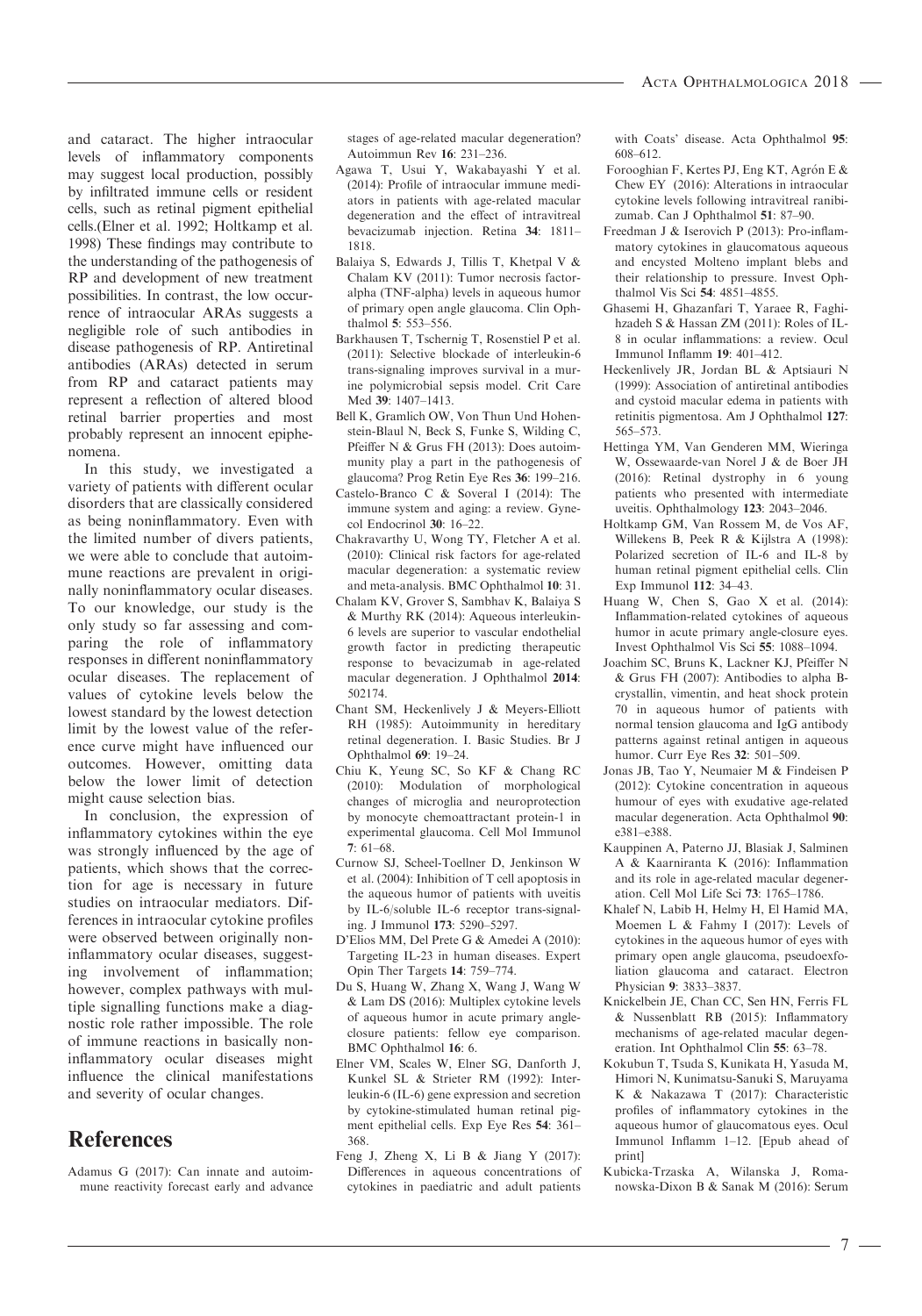and cataract. The higher intraocular levels of inflammatory components may suggest local production, possibly by infiltrated immune cells or resident cells, such as retinal pigment epithelial cells.(Elner et al. 1992; Holtkamp et al. 1998) These findings may contribute to the understanding of the pathogenesis of RP and development of new treatment possibilities. In contrast, the low occurrence of intraocular ARAs suggests a negligible role of such antibodies in disease pathogenesis of RP. Antiretinal antibodies (ARAs) detected in serum from RP and cataract patients may represent a reflection of altered blood retinal barrier properties and most probably represent an innocent epiphenomena.

In this study, we investigated a variety of patients with different ocular disorders that are classically considered as being noninflammatory. Even with the limited number of divers patients, we were able to conclude that autoimmune reactions are prevalent in originally noninflammatory ocular diseases. To our knowledge, our study is the only study so far assessing and comparing the role of inflammatory responses in different noninflammatory ocular diseases. The replacement of values of cytokine levels below the lowest standard by the lowest detection limit by the lowest value of the reference curve might have influenced our outcomes. However, omitting data below the lower limit of detection might cause selection bias.

In conclusion, the expression of inflammatory cytokines within the eye was strongly influenced by the age of patients, which shows that the correction for age is necessary in future studies on intraocular mediators. Differences in intraocular cytokine profiles were observed between originally noninflammatory ocular diseases, suggesting involvement of inflammation; however, complex pathways with multiple signalling functions make a diagnostic role rather impossible. The role of immune reactions in basically noninflammatory ocular diseases might influence the clinical manifestations and severity of ocular changes.

# References

Adamus G (2017): Can innate and autoimmune reactivity forecast early and advance stages of age-related macular degeneration? Autoimmun Rev **16**: 231–236.

Agawa T, Usui Y, Wakabayashi Y et al. (2014): Profile of intraocular immune mediators in patients with age-related macular degeneration and the effect of intravitreal bevacizumab injection. Retina **34**: 1811–1818.

Balaiya S, Edwards J, Tillis T, Khetpal V & Chalam KV (2011): Tumor necrosis factor-alpha (TNF-alpha) levels in aqueous humor of primary open angle glaucoma. Clin Ophthalmol **5**: 553–556.

Barkhausen T, Tschernig T, Rosenstiel P et al. (2011): Selective blockade of interleukin-6 trans-signaling improves survival in a murine polymicrobial sepsis model. Crit Care Med **39**: 1407–1413.

Bell K, Gramlich OW, Von Thun Und Hohenstein-Blaul N, Beck S, Funke S, Wilding C, Pfeiffer N & Grus FH (2013): Does autoimmunity play a part in the pathogenesis of glaucoma? Prog Retin Eye Res **36**: 199–216.

Castelo-Branco C & Soveral I (2014): The immune system and aging: a review. Gynecol Endocrinol **30**: 16–22.

Chakravarthy U, Wong TY, Fletcher A et al. (2010): Clinical risk factors for age-related macular degeneration: a systematic review and meta-analysis. BMC Ophthalmol **10**: 31.

Chalam KV, Grover S, Sambhav K, Balaiya S & Murthy RK (2014): Aqueous interleukin-6 levels are superior to vascular endothelial growth factor in predicting therapeutic response to bevacizumab in age-related macular degeneration. J Ophthalmol **2014**: 502174.

Chant SM, Heckenlively J & Meyers-Elliott RH (1985): Autoimmunity in hereditary retinal degeneration. I. Basic Studies. Br J Ophthalmol **69**: 19–24.

Chiu K, Yeung SC, So KF & Chang RC (2010): Modulation of morphological changes of microglia and neuroprotection by monocyte chemoattractant protein-1 in experimental glaucoma. Cell Mol Immunol **7**: 61–68.

Curnow SJ, Scheel-Toellner D, Jenkinson W et al. (2004): Inhibition of T cell apoptosis in the aqueous humor of patients with uveitis by IL-6/soluble IL-6 receptor trans-signaling. J Immunol **173**: 5290–5297.

D'Elios MM, Del Prete G & Amedei A (2010): Targeting IL-23 in human diseases. Expert Opin Ther Targets **14**: 759–774.

Du S, Huang W, Zhang X, Wang J, Wang W & Lam DS (2016): Multiplex cytokine levels of aqueous humor in acute primary angle-closure patients: fellow eye comparison. BMC Ophthalmol **16**: 6.

Elner VM, Scales W, Elner SG, Danforth J, Kunkel SL & Strieter RM (1992): Interleukin-6 (IL-6) gene expression and secretion by cytokine-stimulated human retinal pigment epithelial cells. Exp Eye Res **54**: 361–368.

Feng J, Zheng X, Li B & Jiang Y (2017): Differences in aqueous concentrations of cytokines in paediatric and adult patients with Coats' disease. Acta Ophthalmol **95**: 608–612.

Forooghian F, Kertes PJ, Eng KT, Agrón E & Chew EY (2016): Alterations in intraocular cytokine levels following intravitreal ranibizumab. Can J Ophthalmol **51**: 87–90.

Freedman J & Iserovich P (2013): Pro-inflammatory cytokines in glaucomatous aqueous and encysted Molteno implant blebs and their relationship to pressure. Invest Ophthalmol Vis Sci **54**: 4851–4855.

Ghasemi H, Ghazanfari T, Yaraee R, Faghihzadeh S & Hassan ZM (2011): Roles of IL-8 in ocular inflammations: a review. Ocul Immunol Inflamm **19**: 401–412.

Heckenlively JR, Jordan BL & Aptsiauri N (1999): Association of antiretinal antibodies and cystoid macular edema in patients with retinitis pigmentosa. Am J Ophthalmol **127**: 565–573.

Hettinga YM, Van Genderen MM, Wieringa W, Ossewaarde-van Norel J & de Boer JH (2016): Retinal dystrophy in 6 young patients who presented with intermediate uveitis. Ophthalmology **123**: 2043–2046.

Holtkamp GM, Van Rossem M, de Vos AF, Willekens B, Peek R & Kijlstra A (1998): Polarized secretion of IL-6 and IL-8 by human retinal pigment epithelial cells. Clin Exp Immunol **112**: 34–43.

Huang W, Chen S, Gao X et al. (2014): Inflammation-related cytokines of aqueous humor in acute primary angle-closure eyes. Invest Ophthalmol Vis Sci **55**: 1088–1094.

Joachim SC, Bruns K, Lackner KJ, Pfeiffer N & Grus FH (2007): Antibodies to alpha B-crystallin, vimentin, and heat shock protein 70 in aqueous humor of patients with normal tension glaucoma and IgG antibody patterns against retinal antigen in aqueous humor. Curr Eye Res **32**: 501–509.

Jonas JB, Tao Y, Neumaier M & Findeisen P (2012): Cytokine concentration in aqueous humour of eyes with exudative age-related macular degeneration. Acta Ophthalmol **90**: e381–e388.

Kauppinen A, Paterno JJ, Blasiak J, Salminen A & Kaarniranta K (2016): Inflammation and its role in age-related macular degeneration. Cell Mol Life Sci **73**: 1765–1786.

Khalef N, Labib H, Helmy H, El Hamid MA, Moemen L & Fahmy I (2017): Levels of cytokines in the aqueous humor of eyes with primary open angle glaucoma, pseudoexfoliation glaucoma and cataract. Electron Physician **9**: 3833–3837.

Knickelbein JE, Chan CC, Sen HN, Ferris FL & Nussenblatt RB (2015): Inflammatory mechanisms of age-related macular degeneration. Int Ophthalmol Clin **55**: 63–78.

Kokubun T, Tsuda S, Kunikata H, Yasuda M, Himori N, Kunimatsu-Sanuki S, Maruyama K & Nakazawa T (2017): Characteristic profiles of inflammatory cytokines in the aqueous humor of glaucomatous eyes. Ocul Immunol Inflamm 1–12. [Epub ahead of print]

Kubicka-Trzaska A, Wilanska J, Romanowska-Dixon B & Sanak M (2016): Serum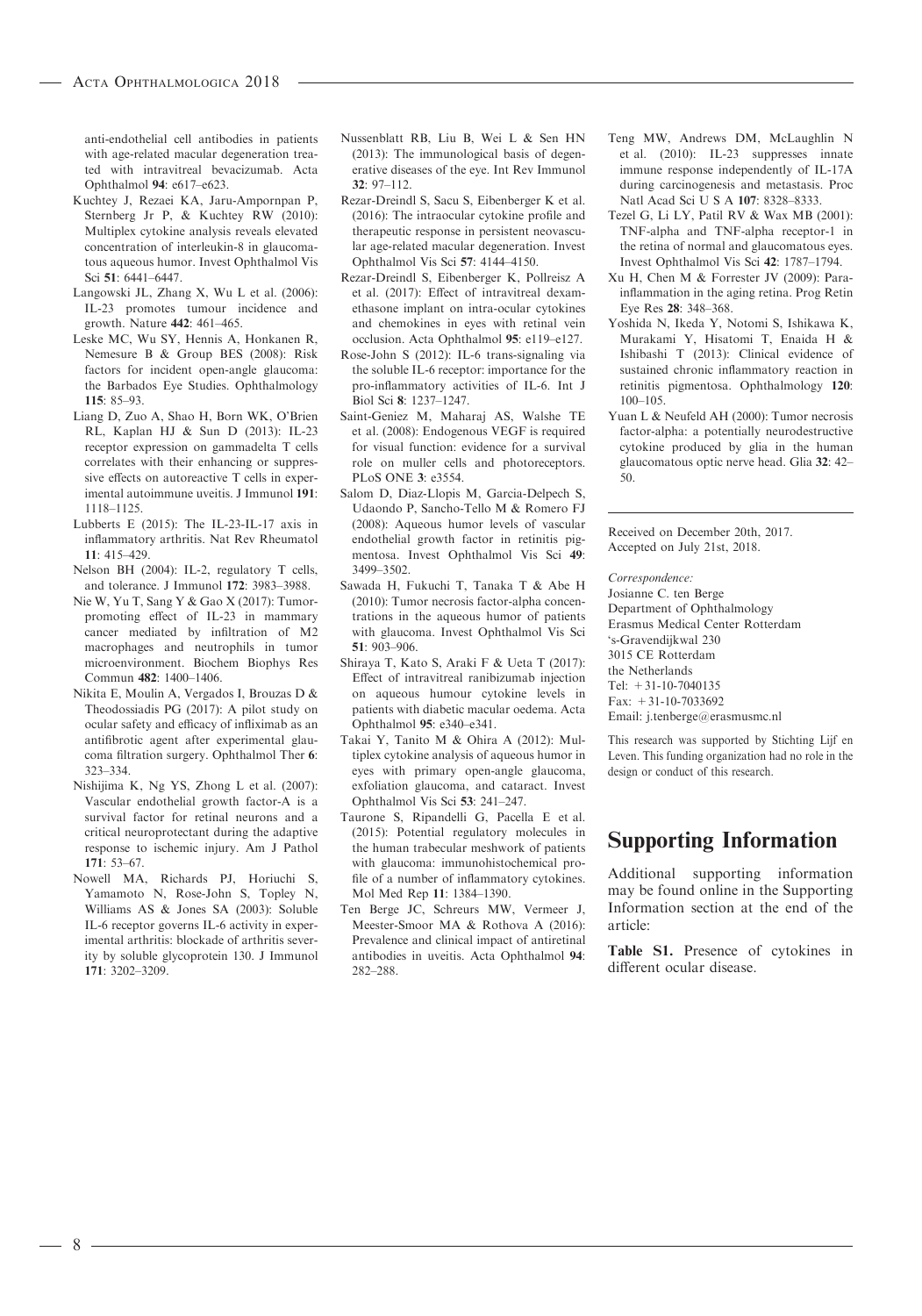anti-endothelial cell antibodies in patients with age-related macular degeneration treated with intravitreal bevacizumab. Acta Ophthalmol **94**: e617–e623.

Kuchtey J, Rezaei KA, Jaru-Ampornpan P, Sternberg Jr P, & Kuchtey RW (2010): Multiplex cytokine analysis reveals elevated concentration of interleukin-8 in glaucomatous aqueous humor. Invest Ophthalmol Vis Sci **51**: 6441–6447.

Langowski JL, Zhang X, Wu L et al. (2006): IL-23 promotes tumour incidence and growth. Nature **442**: 461–465.

Leske MC, Wu SY, Hennis A, Honkanen R, Nemesure B & Group BES (2008): Risk factors for incident open-angle glaucoma: the Barbados Eye Studies. Ophthalmology **115**: 85–93.

Liang D, Zuo A, Shao H, Born WK, O'Brien RL, Kaplan HJ & Sun D (2013): IL-23 receptor expression on gammadelta T cells correlates with their enhancing or suppressive effects on autoreactive T cells in experimental autoimmune uveitis. J Immunol **191**: 1118–1125.

Lubberts E (2015): The IL-23-IL-17 axis in inflammatory arthritis. Nat Rev Rheumatol **11**: 415–429.

Nelson BH (2004): IL-2, regulatory T cells, and tolerance. J Immunol **172**: 3983–3988.

Nie W, Yu T, Sang Y & Gao X (2017): Tumor-promoting effect of IL-23 in mammary cancer mediated by infiltration of M2 macrophages and neutrophils in tumor microenvironment. Biochem Biophys Res Commun **482**: 1400–1406.

Nikita E, Moulin A, Vergados I, Brouzas D & Theodossiadis PG (2017): A pilot study on ocular safety and efficacy of infliximab as an antifibrotic agent after experimental glaucoma filtration surgery. Ophthalmol Ther **6**: 323–334.

Nishijima K, Ng YS, Zhong L et al. (2007): Vascular endothelial growth factor-A is a survival factor for retinal neurons and a critical neuroprotectant during the adaptive response to ischemic injury. Am J Pathol **171**: 53–67.

Nowell MA, Richards PJ, Horiuchi S, Yamamoto N, Rose-John S, Topley N, Williams AS & Jones SA (2003): Soluble IL-6 receptor governs IL-6 activity in experimental arthritis: blockade of arthritis severity by soluble glycoprotein 130. J Immunol **171**: 3202–3209.

Nussenblatt RB, Liu B, Wei L & Sen HN (2013): The immunological basis of degenerative diseases of the eye. Int Rev Immunol **32**: 97–112.

Rezar-Dreindl S, Sacu S, Eibenberger K et al. (2016): The intraocular cytokine profile and therapeutic response in persistent neovascular age-related macular degeneration. Invest Ophthalmol Vis Sci **57**: 4144–4150.

Rezar-Dreindl S, Eibenberger K, Pollreisz A et al. (2017): Effect of intravitreal dexamethasone implant on intra-ocular cytokines and chemokines in eyes with retinal vein occlusion. Acta Ophthalmol **95**: e119–e127.

Rose-John S (2012): IL-6 trans-signaling via the soluble IL-6 receptor: importance for the pro-inflammatory activities of IL-6. Int J Biol Sci **8**: 1237–1247.

Saint-Geniez M, Maharaj AS, Walshe TE et al. (2008): Endogenous VEGF is required for visual function: evidence for a survival role on muller cells and photoreceptors. PLoS ONE **3**: e3554.

Salom D, Diaz-Llopis M, Garcia-Delpech S, Udaondo P, Sancho-Tello M & Romero FJ (2008): Aqueous humor levels of vascular endothelial growth factor in retinitis pigmentosa. Invest Ophthalmol Vis Sci **49**: 3499–3502.

Sawada H, Fukuchi T, Tanaka T & Abe H (2010): Tumor necrosis factor-alpha concentrations in the aqueous humor of patients with glaucoma. Invest Ophthalmol Vis Sci **51**: 903–906.

Shiraya T, Kato S, Araki F & Ueta T (2017): Effect of intravitreal ranibizumab injection on aqueous humour cytokine levels in patients with diabetic macular oedema. Acta Ophthalmol **95**: e340–e341.

Takai Y, Tanito M & Ohira A (2012): Multiplex cytokine analysis of aqueous humor in eyes with primary open-angle glaucoma, exfoliation glaucoma, and cataract. Invest Ophthalmol Vis Sci **53**: 241–247.

Taurone S, Ripandelli G, Pacella E et al. (2015): Potential regulatory molecules in the human trabecular meshwork of patients with glaucoma: immunohistochemical profile of a number of inflammatory cytokines. Mol Med Rep **11**: 1384–1390.

Ten Berge JC, Schreurs MW, Vermeer J, Meester-Smoor MA & Rothova A (2016): Prevalence and clinical impact of antiretinal antibodies in uveitis. Acta Ophthalmol **94**: 282–288.

Teng MW, Andrews DM, McLaughlin N et al. (2010): IL-23 suppresses innate immune response independently of IL-17A during carcinogenesis and metastasis. Proc Natl Acad Sci U S A **107**: 8328–8333.

Tezel G, Li LY, Patil RV & Wax MB (2001): TNF-alpha and TNF-alpha receptor-1 in the retina of normal and glaucomatous eyes. Invest Ophthalmol Vis Sci **42**: 1787–1794.

Xu H, Chen M & Forrester JV (2009): Para-inflammation in the aging retina. Prog Retin Eye Res **28**: 348–368.

Yoshida N, Ikeda Y, Notomi S, Ishikawa K, Murakami Y, Hisatomi T, Enaida H & Ishibashi T (2013): Clinical evidence of sustained chronic inflammatory reaction in retinitis pigmentosa. Ophthalmology **120**: 100–105.

Yuan L & Neufeld AH (2000): Tumor necrosis factor-alpha: a potentially neurodestructive cytokine produced by glia in the human glaucomatous optic nerve head. Glia **32**: 42–50.

---

Received on December 20th, 2017.
Accepted on July 21st, 2018.

*Correspondence:*
Josianne C. ten Berge
Department of Ophthalmology
Erasmus Medical Center Rotterdam
's-Gravendijkwal 230
3015 CE Rotterdam
the Netherlands
Tel: +31-10-7040135
Fax: +31-10-7033692
Email: j.tenberge@erasmusmc.nl

This research was supported by Stichting Lijf en Leven. This funding organization had no role in the design or conduct of this research.

# Supporting Information

Additional supporting information may be found online in the Supporting Information section at the end of the article:

**Table S1.** Presence of cytokines in different ocular disease.